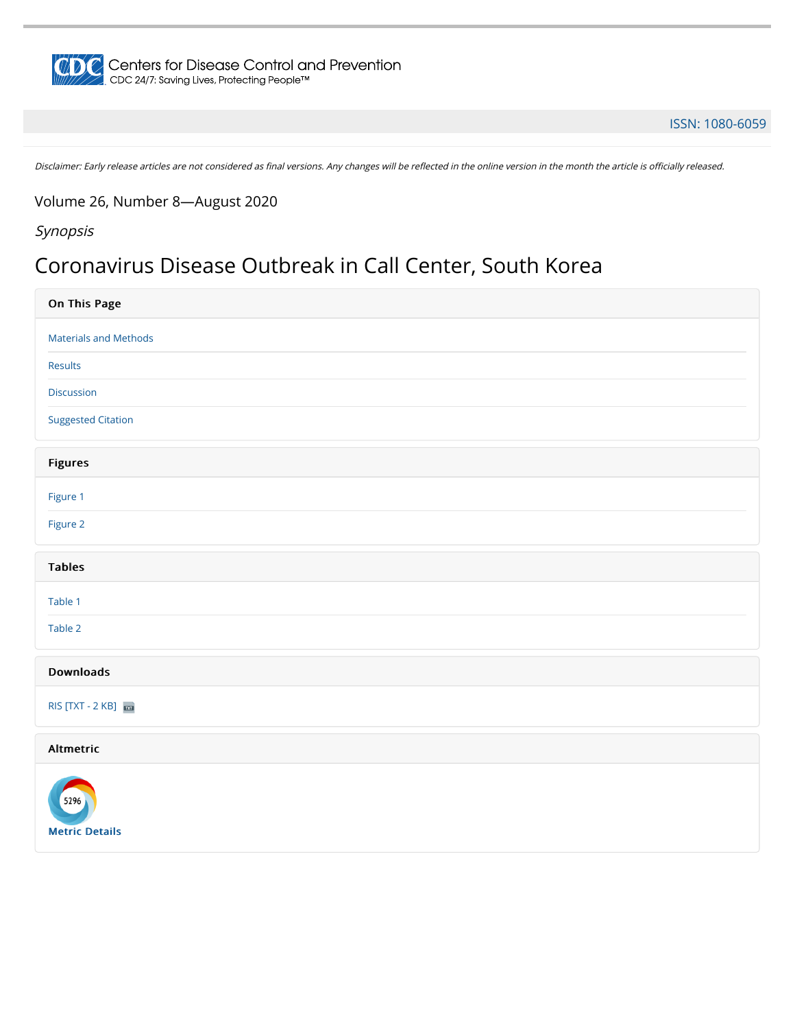Centers for Disease Control and Prevention

CDC 24/7: Saving Lives, Protecting People™

ISSN: 1080-6059

*Disclaimer: Early release articles are not considered as final versions. Any changes will be reflected in the online version in the month the article is officially released.*

Volume 26, Number 8—August 2020

*Synopsis*

# Coronavirus Disease Outbreak in Call Center, South Korea

## On This Page

- Materials and Methods
- Results
- Discussion
- Suggested Citation

## Figures

- Figure 1
- Figure 2

## Tables

- Table 1
- Table 2

## Downloads

- RIS [TXT - 2 KB]

## Altmetric

5296

**Metric Details**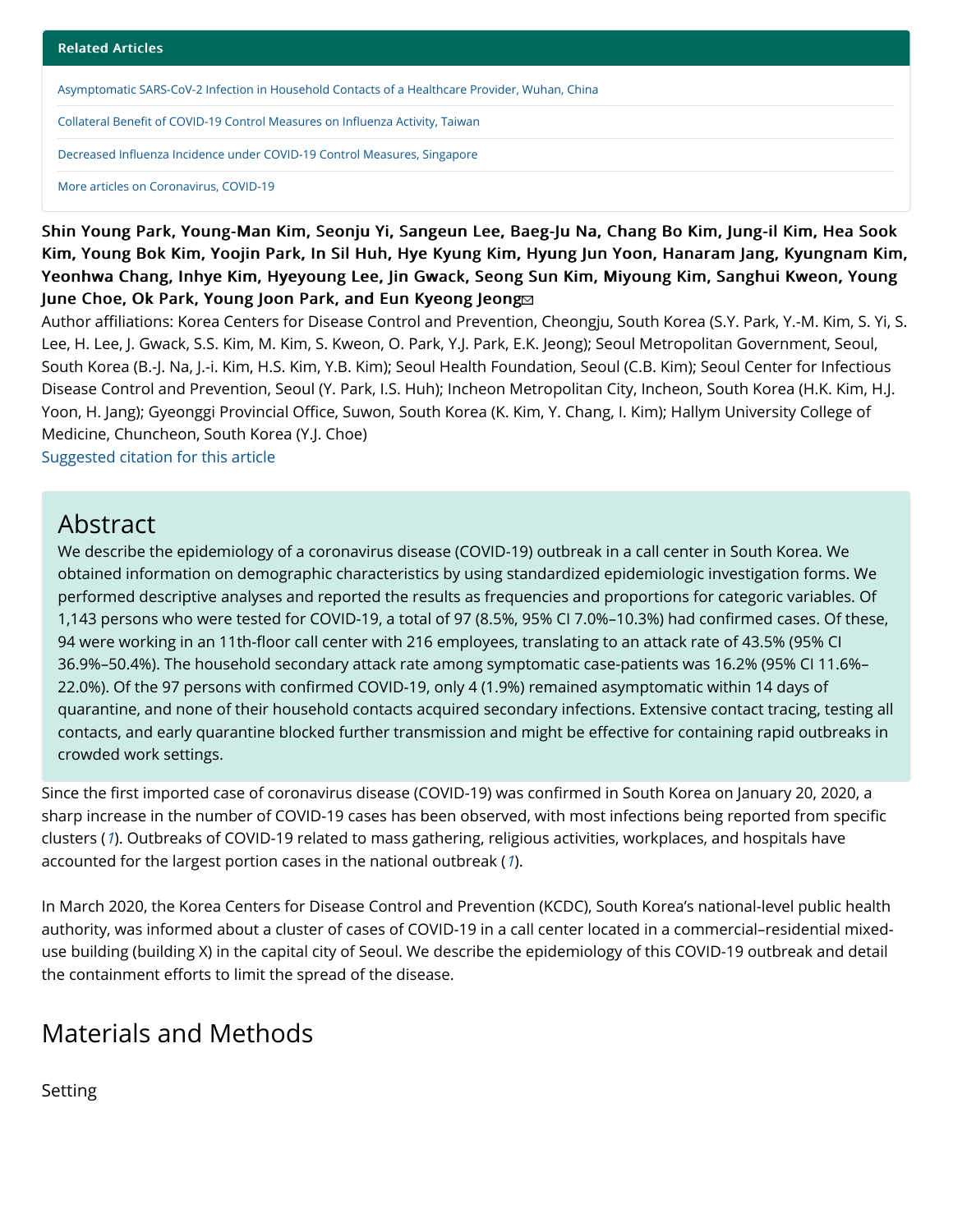## Related Articles

- Asymptomatic SARS-CoV-2 Infection in Household Contacts of a Healthcare Provider, Wuhan, China
- Collateral Benefit of COVID-19 Control Measures on Influenza Activity, Taiwan
- Decreased Influenza Incidence under COVID-19 Control Measures, Singapore
- More articles on Coronavirus, COVID-19

**Shin Young Park, Young-Man Kim, Seonju Yi, Sangeun Lee, Baeg-Ju Na, Chang Bo Kim, Jung-il Kim, Hea Sook Kim, Young Bok Kim, Yoojin Park, In Sil Huh, Hye Kyung Kim, Hyung Jun Yoon, Hanaram Jang, Kyungnam Kim, Yeonhwa Chang, Inhye Kim, Hyeyoung Lee, Jin Gwack, Seong Sun Kim, Miyoung Kim, Sanghui Kweon, Young June Choe, Ok Park, Young Joon Park, and Eun Kyeong Jeong**

Author affiliations: Korea Centers for Disease Control and Prevention, Cheongju, South Korea (S.Y. Park, Y.-M. Kim, S. Yi, S. Lee, H. Lee, J. Gwack, S.S. Kim, M. Kim, S. Kweon, O. Park, Y.J. Park, E.K. Jeong); Seoul Metropolitan Government, Seoul, South Korea (B.-J. Na, J.-i. Kim, H.S. Kim, Y.B. Kim); Seoul Health Foundation, Seoul (C.B. Kim); Seoul Center for Infectious Disease Control and Prevention, Seoul (Y. Park, I.S. Huh); Incheon Metropolitan City, Incheon, South Korea (H.K. Kim, H.J. Yoon, H. Jang); Gyeonggi Provincial Office, Suwon, South Korea (K. Kim, Y. Chang, I. Kim); Hallym University College of Medicine, Chuncheon, South Korea (Y.J. Choe)

Suggested citation for this article

## Abstract

We describe the epidemiology of a coronavirus disease (COVID-19) outbreak in a call center in South Korea. We obtained information on demographic characteristics by using standardized epidemiologic investigation forms. We performed descriptive analyses and reported the results as frequencies and proportions for categoric variables. Of 1,143 persons who were tested for COVID-19, a total of 97 (8.5%, 95% CI 7.0%–10.3%) had confirmed cases. Of these, 94 were working in an 11th-floor call center with 216 employees, translating to an attack rate of 43.5% (95% CI 36.9%–50.4%). The household secondary attack rate among symptomatic case-patients was 16.2% (95% CI 11.6%–22.0%). Of the 97 persons with confirmed COVID-19, only 4 (1.9%) remained asymptomatic within 14 days of quarantine, and none of their household contacts acquired secondary infections. Extensive contact tracing, testing all contacts, and early quarantine blocked further transmission and might be effective for containing rapid outbreaks in crowded work settings.

Since the first imported case of coronavirus disease (COVID-19) was confirmed in South Korea on January 20, 2020, a sharp increase in the number of COVID-19 cases has been observed, with most infections being reported from specific clusters (*1*). Outbreaks of COVID-19 related to mass gathering, religious activities, workplaces, and hospitals have accounted for the largest portion cases in the national outbreak (*1*).

In March 2020, the Korea Centers for Disease Control and Prevention (KCDC), South Korea's national-level public health authority, was informed about a cluster of cases of COVID-19 in a call center located in a commercial–residential mixed-use building (building X) in the capital city of Seoul. We describe the epidemiology of this COVID-19 outbreak and detail the containment efforts to limit the spread of the disease.

## Materials and Methods

### Setting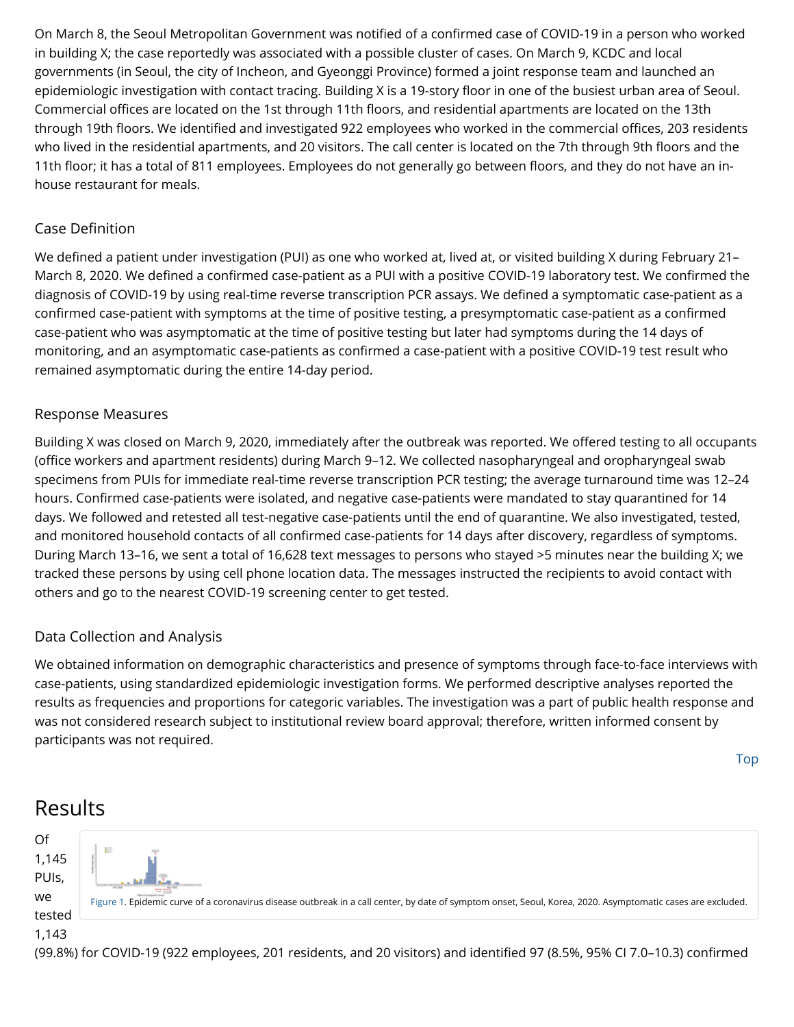On March 8, the Seoul Metropolitan Government was notified of a confirmed case of COVID-19 in a person who worked in building X; the case reportedly was associated with a possible cluster of cases. On March 9, KCDC and local governments (in Seoul, the city of Incheon, and Gyeonggi Province) formed a joint response team and launched an epidemiologic investigation with contact tracing. Building X is a 19-story floor in one of the busiest urban area of Seoul. Commercial offices are located on the 1st through 11th floors, and residential apartments are located on the 13th through 19th floors. We identified and investigated 922 employees who worked in the commercial offices, 203 residents who lived in the residential apartments, and 20 visitors. The call center is located on the 7th through 9th floors and the 11th floor; it has a total of 811 employees. Employees do not generally go between floors, and they do not have an in-house restaurant for meals.

### Case Definition

We defined a patient under investigation (PUI) as one who worked at, lived at, or visited building X during February 21–March 8, 2020. We defined a confirmed case-patient as a PUI with a positive COVID-19 laboratory test. We confirmed the diagnosis of COVID-19 by using real-time reverse transcription PCR assays. We defined a symptomatic case-patient as a confirmed case-patient with symptoms at the time of positive testing, a presymptomatic case-patient as a confirmed case-patient who was asymptomatic at the time of positive testing but later had symptoms during the 14 days of monitoring, and an asymptomatic case-patients as confirmed a case-patient with a positive COVID-19 test result who remained asymptomatic during the entire 14-day period.

### Response Measures

Building X was closed on March 9, 2020, immediately after the outbreak was reported. We offered testing to all occupants (office workers and apartment residents) during March 9–12. We collected nasopharyngeal and oropharyngeal swab specimens from PUIs for immediate real-time reverse transcription PCR testing; the average turnaround time was 12–24 hours. Confirmed case-patients were isolated, and negative case-patients were mandated to stay quarantined for 14 days. We followed and retested all test-negative case-patients until the end of quarantine. We also investigated, tested, and monitored household contacts of all confirmed case-patients for 14 days after discovery, regardless of symptoms. During March 13–16, we sent a total of 16,628 text messages to persons who stayed >5 minutes near the building X; we tracked these persons by using cell phone location data. The messages instructed the recipients to avoid contact with others and go to the nearest COVID-19 screening center to get tested.

### Data Collection and Analysis

We obtained information on demographic characteristics and presence of symptoms through face-to-face interviews with case-patients, using standardized epidemiologic investigation forms. We performed descriptive analyses reported the results as frequencies and proportions for categoric variables. The investigation was a part of public health response and was not considered research subject to institutional review board approval; therefore, written informed consent by participants was not required.

## Results

Figure 1. Epidemic curve of a coronavirus disease outbreak in a call center, by date of symptom onset, Seoul, Korea, 2020. Asymptomatic cases are excluded.

Of 1,145 PUIs, we tested 1,143 (99.8%) for COVID-19 (922 employees, 201 residents, and 20 visitors) and identified 97 (8.5%, 95% CI 7.0–10.3) confirmed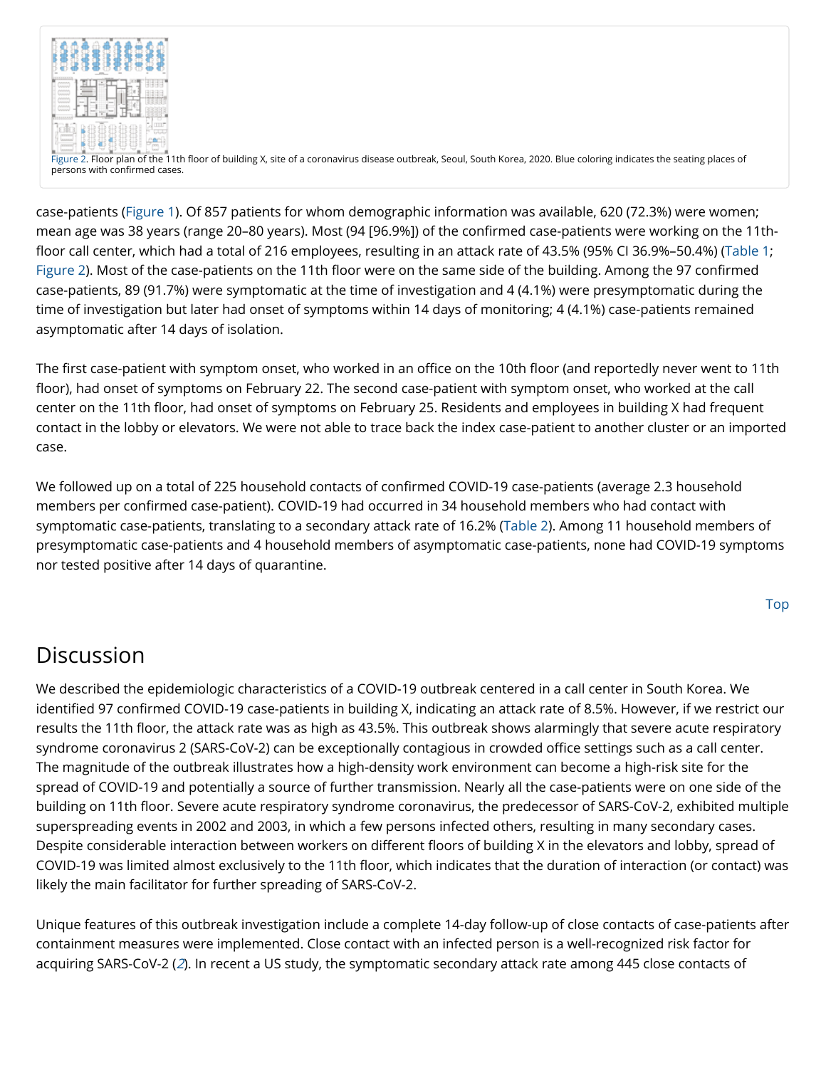Figure 2. Floor plan of the 11th floor of building X, site of a coronavirus disease outbreak, Seoul, South Korea, 2020. Blue coloring indicates the seating places of persons with confirmed cases.

case-patients (Figure 1). Of 857 patients for whom demographic information was available, 620 (72.3%) were women; mean age was 38 years (range 20–80 years). Most (94 [96.9%]) of the confirmed case-patients were working on the 11th-floor call center, which had a total of 216 employees, resulting in an attack rate of 43.5% (95% CI 36.9%–50.4%) (Table 1; Figure 2). Most of the case-patients on the 11th floor were on the same side of the building. Among the 97 confirmed case-patients, 89 (91.7%) were symptomatic at the time of investigation and 4 (4.1%) were presymptomatic during the time of investigation but later had onset of symptoms within 14 days of monitoring; 4 (4.1%) case-patients remained asymptomatic after 14 days of isolation.

The first case-patient with symptom onset, who worked in an office on the 10th floor (and reportedly never went to 11th floor), had onset of symptoms on February 22. The second case-patient with symptom onset, who worked at the call center on the 11th floor, had onset of symptoms on February 25. Residents and employees in building X had frequent contact in the lobby or elevators. We were not able to trace back the index case-patient to another cluster or an imported case.

We followed up on a total of 225 household contacts of confirmed COVID-19 case-patients (average 2.3 household members per confirmed case-patient). COVID-19 had occurred in 34 household members who had contact with symptomatic case-patients, translating to a secondary attack rate of 16.2% (Table 2). Among 11 household members of presymptomatic case-patients and 4 household members of asymptomatic case-patients, none had COVID-19 symptoms nor tested positive after 14 days of quarantine.

## Discussion

We described the epidemiologic characteristics of a COVID-19 outbreak centered in a call center in South Korea. We identified 97 confirmed COVID-19 case-patients in building X, indicating an attack rate of 8.5%. However, if we restrict our results the 11th floor, the attack rate was as high as 43.5%. This outbreak shows alarmingly that severe acute respiratory syndrome coronavirus 2 (SARS-CoV-2) can be exceptionally contagious in crowded office settings such as a call center. The magnitude of the outbreak illustrates how a high-density work environment can become a high-risk site for the spread of COVID-19 and potentially a source of further transmission. Nearly all the case-patients were on one side of the building on 11th floor. Severe acute respiratory syndrome coronavirus, the predecessor of SARS-CoV-2, exhibited multiple superspreading events in 2002 and 2003, in which a few persons infected others, resulting in many secondary cases. Despite considerable interaction between workers on different floors of building X in the elevators and lobby, spread of COVID-19 was limited almost exclusively to the 11th floor, which indicates that the duration of interaction (or contact) was likely the main facilitator for further spreading of SARS-CoV-2.

Unique features of this outbreak investigation include a complete 14-day follow-up of close contacts of case-patients after containment measures were implemented. Close contact with an infected person is a well-recognized risk factor for acquiring SARS-CoV-2 (*2*). In recent a US study, the symptomatic secondary attack rate among 445 close contacts of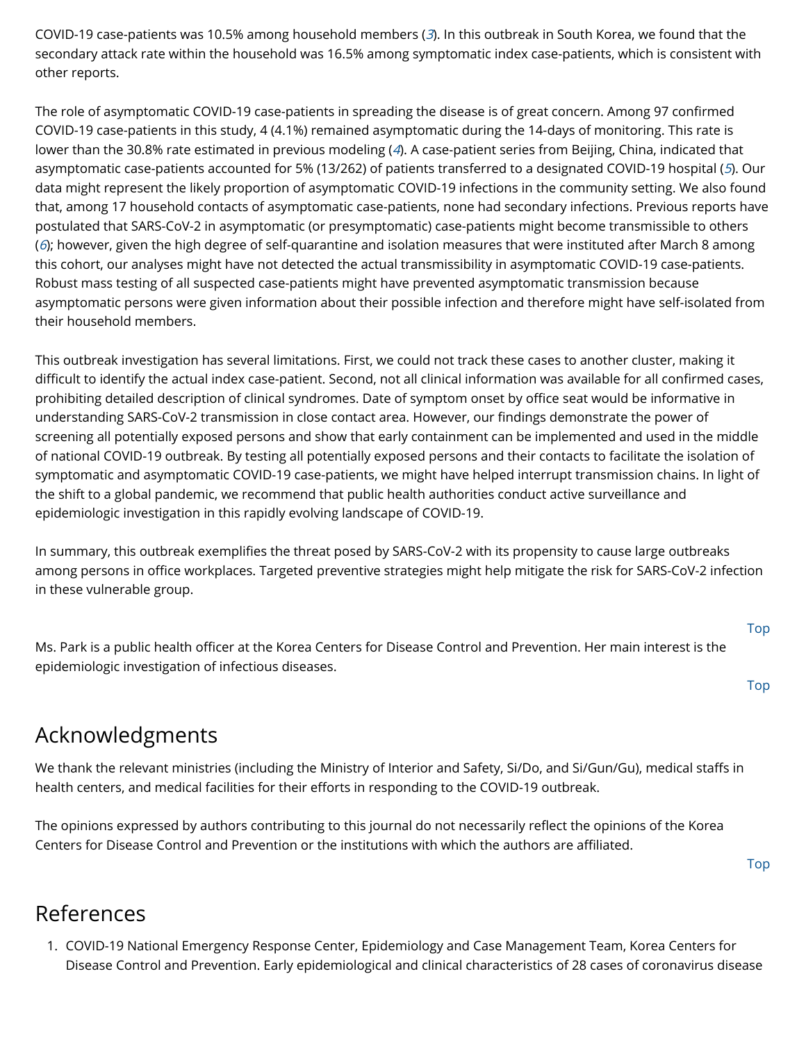COVID-19 case-patients was 10.5% among household members ([3]). In this outbreak in South Korea, we found that the secondary attack rate within the household was 16.5% among symptomatic index case-patients, which is consistent with other reports.

The role of asymptomatic COVID-19 case-patients in spreading the disease is of great concern. Among 97 confirmed COVID-19 case-patients in this study, 4 (4.1%) remained asymptomatic during the 14-days of monitoring. This rate is lower than the 30.8% rate estimated in previous modeling ([4]). A case-patient series from Beijing, China, indicated that asymptomatic case-patients accounted for 5% (13/262) of patients transferred to a designated COVID-19 hospital ([5]). Our data might represent the likely proportion of asymptomatic COVID-19 infections in the community setting. We also found that, among 17 household contacts of asymptomatic case-patients, none had secondary infections. Previous reports have postulated that SARS-CoV-2 in asymptomatic (or presymptomatic) case-patients might become transmissible to others ([6]); however, given the high degree of self-quarantine and isolation measures that were instituted after March 8 among this cohort, our analyses might have not detected the actual transmissibility in asymptomatic COVID-19 case-patients. Robust mass testing of all suspected case-patients might have prevented asymptomatic transmission because asymptomatic persons were given information about their possible infection and therefore might have self-isolated from their household members.

This outbreak investigation has several limitations. First, we could not track these cases to another cluster, making it difficult to identify the actual index case-patient. Second, not all clinical information was available for all confirmed cases, prohibiting detailed description of clinical syndromes. Date of symptom onset by office seat would be informative in understanding SARS-CoV-2 transmission in close contact area. However, our findings demonstrate the power of screening all potentially exposed persons and show that early containment can be implemented and used in the middle of national COVID-19 outbreak. By testing all potentially exposed persons and their contacts to facilitate the isolation of symptomatic and asymptomatic COVID-19 case-patients, we might have helped interrupt transmission chains. In light of the shift to a global pandemic, we recommend that public health authorities conduct active surveillance and epidemiologic investigation in this rapidly evolving landscape of COVID-19.

In summary, this outbreak exemplifies the threat posed by SARS-CoV-2 with its propensity to cause large outbreaks among persons in office workplaces. Targeted preventive strategies might help mitigate the risk for SARS-CoV-2 infection in these vulnerable group.

Ms. Park is a public health officer at the Korea Centers for Disease Control and Prevention. Her main interest is the epidemiologic investigation of infectious diseases.

## Acknowledgments

We thank the relevant ministries (including the Ministry of Interior and Safety, Si/Do, and Si/Gun/Gu), medical staffs in health centers, and medical facilities for their efforts in responding to the COVID-19 outbreak.

The opinions expressed by authors contributing to this journal do not necessarily reflect the opinions of the Korea Centers for Disease Control and Prevention or the institutions with which the authors are affiliated.

## References

1. COVID-19 National Emergency Response Center, Epidemiology and Case Management Team, Korea Centers for Disease Control and Prevention. Early epidemiological and clinical characteristics of 28 cases of coronavirus disease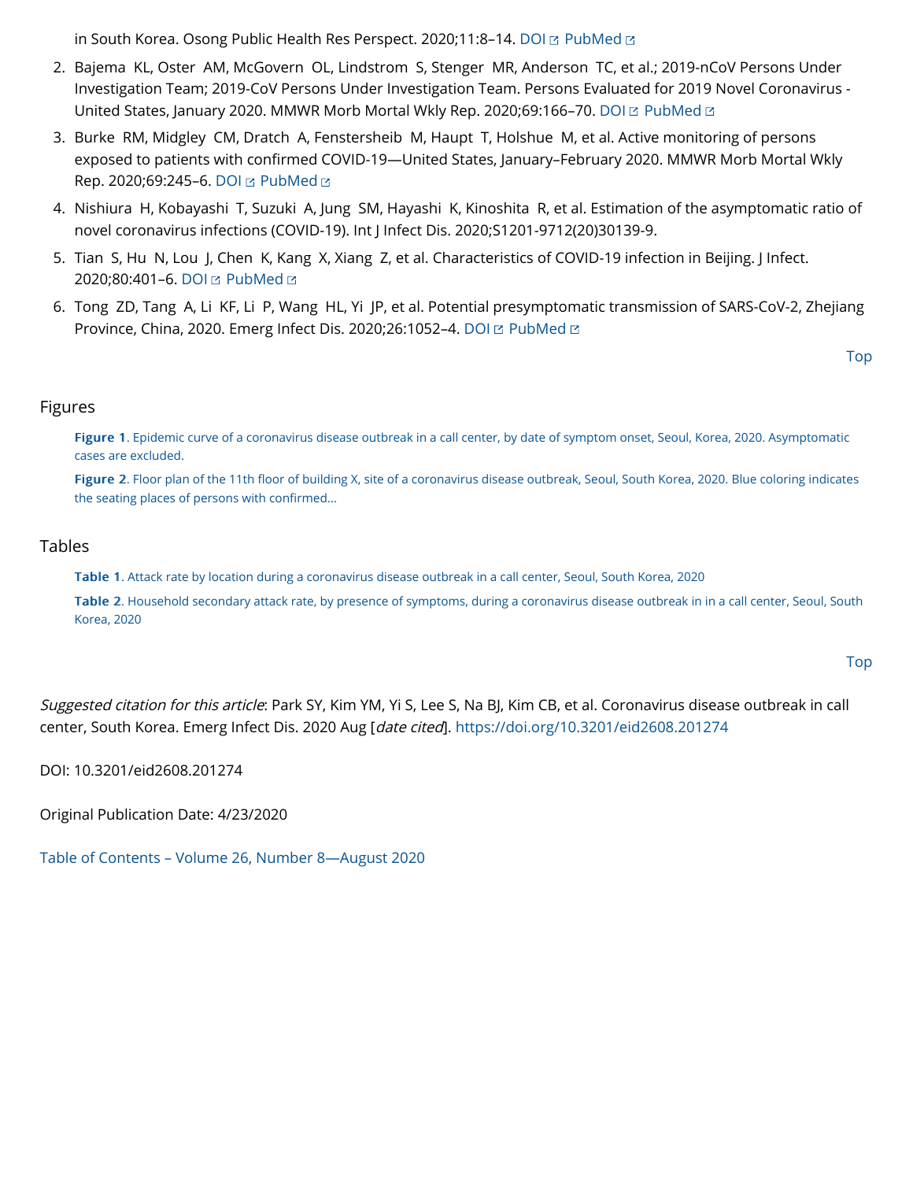in South Korea. Osong Public Health Res Perspect. 2020;11:8–14. DOI PubMed

2. Bajema KL, Oster AM, McGovern OL, Lindstrom S, Stenger MR, Anderson TC, et al.; 2019-nCoV Persons Under Investigation Team; 2019-CoV Persons Under Investigation Team. Persons Evaluated for 2019 Novel Coronavirus - United States, January 2020. MMWR Morb Mortal Wkly Rep. 2020;69:166–70. DOI PubMed
3. Burke RM, Midgley CM, Dratch A, Fenstersheib M, Haupt T, Holshue M, et al. Active monitoring of persons exposed to patients with confirmed COVID-19—United States, January–February 2020. MMWR Morb Mortal Wkly Rep. 2020;69:245–6. DOI PubMed
4. Nishiura H, Kobayashi T, Suzuki A, Jung SM, Hayashi K, Kinoshita R, et al. Estimation of the asymptomatic ratio of novel coronavirus infections (COVID-19). Int J Infect Dis. 2020;S1201-9712(20)30139-9.
5. Tian S, Hu N, Lou J, Chen K, Kang X, Xiang Z, et al. Characteristics of COVID-19 infection in Beijing. J Infect. 2020;80:401–6. DOI PubMed
6. Tong ZD, Tang A, Li KF, Li P, Wang HL, Yi JP, et al. Potential presymptomatic transmission of SARS-CoV-2, Zhejiang Province, China, 2020. Emerg Infect Dis. 2020;26:1052–4. DOI PubMed

Top

## Figures

**Figure 1**. Epidemic curve of a coronavirus disease outbreak in a call center, by date of symptom onset, Seoul, Korea, 2020. Asymptomatic cases are excluded.

**Figure 2**. Floor plan of the 11th floor of building X, site of a coronavirus disease outbreak, Seoul, South Korea, 2020. Blue coloring indicates the seating places of persons with confirmed...

## Tables

**Table 1**. Attack rate by location during a coronavirus disease outbreak in a call center, Seoul, South Korea, 2020

**Table 2**. Household secondary attack rate, by presence of symptoms, during a coronavirus disease outbreak in in a call center, Seoul, South Korea, 2020

Top

*Suggested citation for this article*: Park SY, Kim YM, Yi S, Lee S, Na BJ, Kim CB, et al. Coronavirus disease outbreak in call center, South Korea. Emerg Infect Dis. 2020 Aug [*date cited*]. https://doi.org/10.3201/eid2608.201274

DOI: 10.3201/eid2608.201274

Original Publication Date: 4/23/2020

Table of Contents – Volume 26, Number 8—August 2020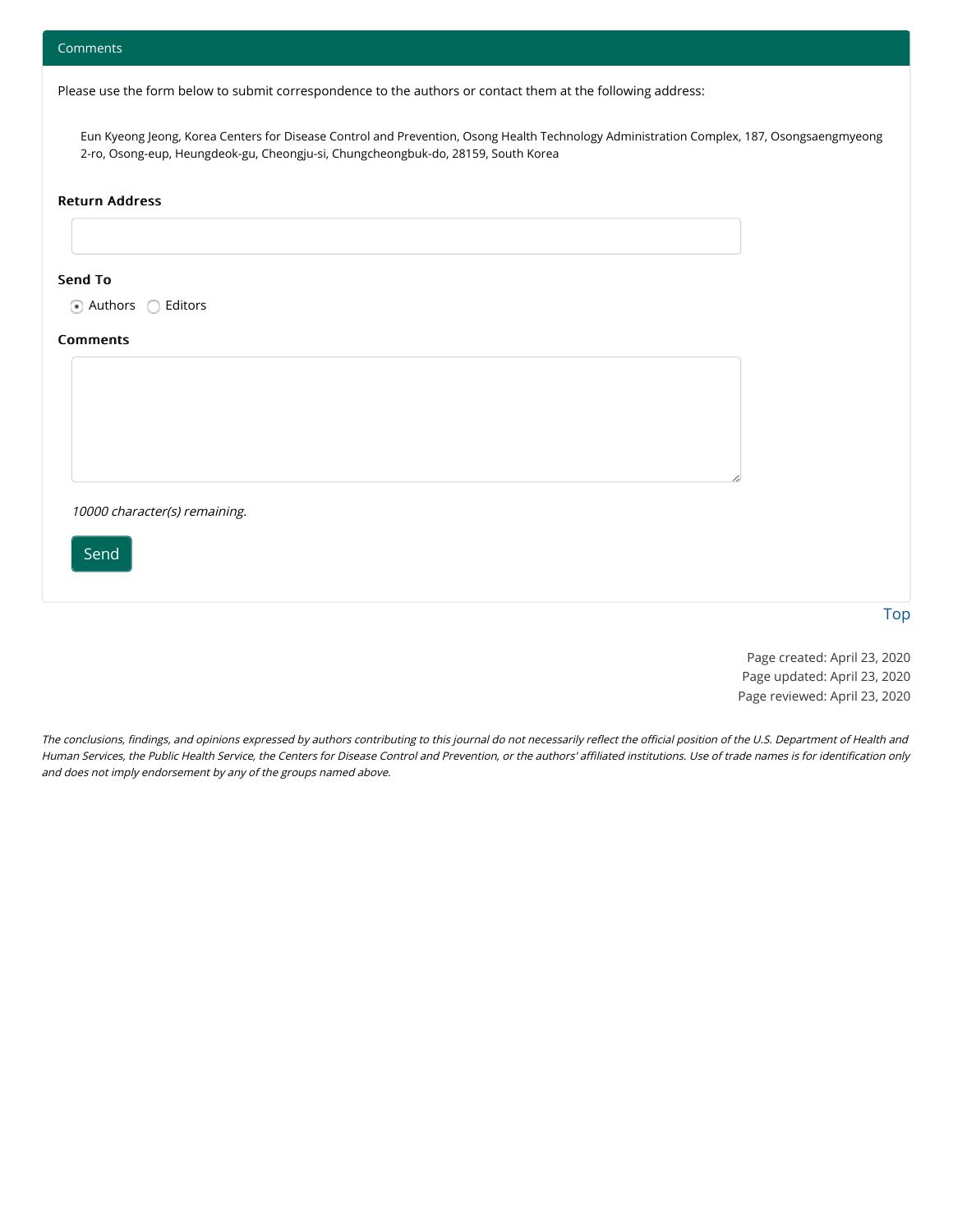## Comments

Please use the form below to submit correspondence to the authors or contact them at the following address:

Eun Kyeong Jeong, Korea Centers for Disease Control and Prevention, Osong Health Technology Administration Complex, 187, Osongsaengmyeong 2-ro, Osong-eup, Heungdeok-gu, Cheongju-si, Chungcheongbuk-do, 28159, South Korea

**Return Address**

**Send To**

Authors  Editors

**Comments**

*10000 character(s) remaining.*

Send

Top

Page created: April 23, 2020
Page updated: April 23, 2020
Page reviewed: April 23, 2020

*The conclusions, findings, and opinions expressed by authors contributing to this journal do not necessarily reflect the official position of the U.S. Department of Health and Human Services, the Public Health Service, the Centers for Disease Control and Prevention, or the authors' affiliated institutions. Use of trade names is for identification only and does not imply endorsement by any of the groups named above.*